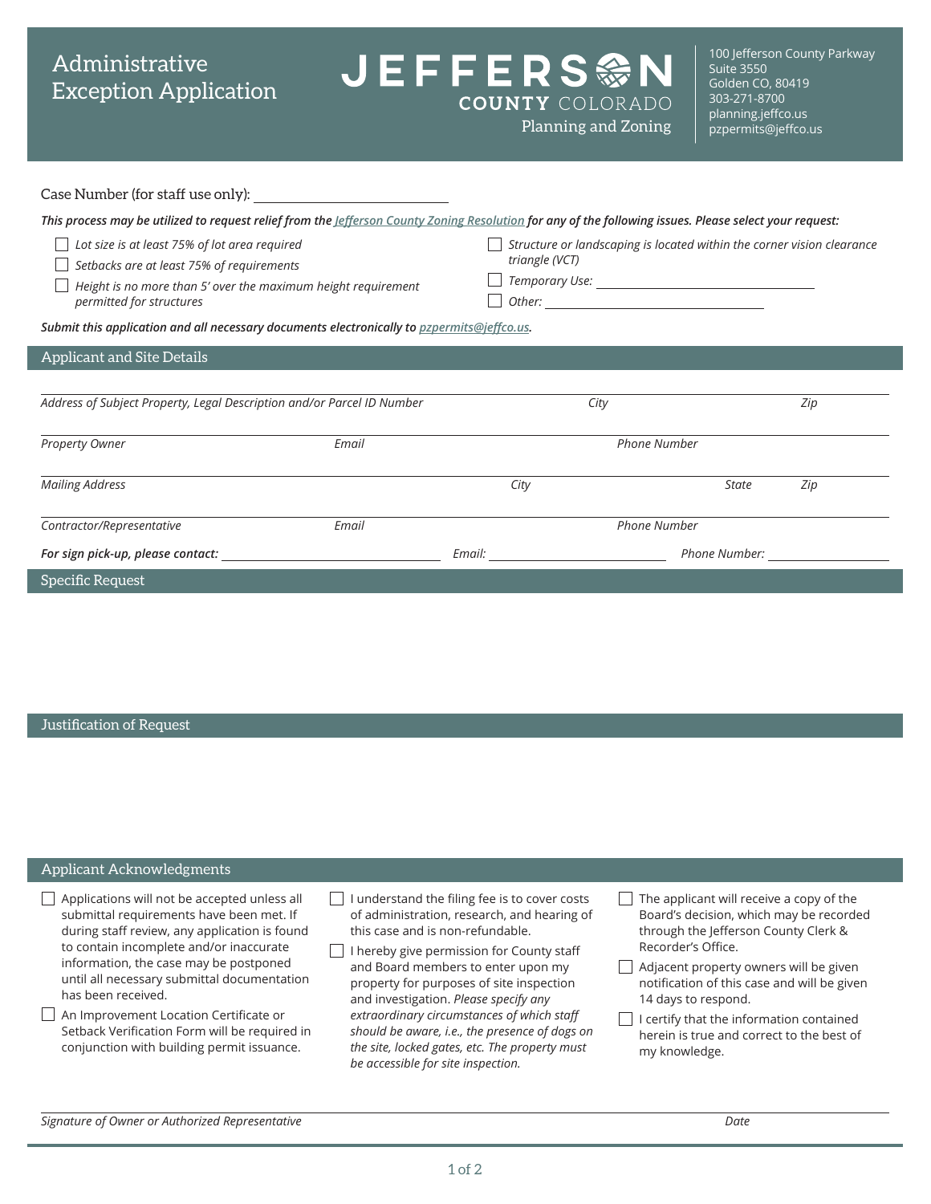# Administrative Exception Application

**JEFFERSON COUNTY COLORADO**
Planning and Zoning

100 Jefferson County Parkway
Suite 3550
Golden CO, 80419
303-271-8700
planning.jeffco.us
pzpermits@jeffco.us

Case Number (for staff use only): ______________________

***This process may be utilized to request relief from the [Jefferson County Zoning Resolution](#) for any of the following issues. Please select your request:***

- ☐ *Lot size is at least 75% of lot area required*
- ☐ *Setbacks are at least 75% of requirements*
- ☐ *Height is no more than 5' over the maximum height requirement permitted for structures*
- ☐ *Structure or landscaping is located within the corner vision clearance triangle (VCT)*
- ☐ *Temporary Use:* ______________________
- ☐ *Other:* ______________________

***Submit this application and all necessary documents electronically to [pzpermits@jeffco.us](mailto:pzpermits@jeffco.us).***

## Applicant and Site Details

*Address of Subject Property, Legal Description and/or Parcel ID Number* ______________________ *City* ____________ *Zip* ________

*Property Owner* ______________________ *Email* ______________________ *Phone Number* ____________

*Mailing Address* ______________________ *City* ____________ *State* ______ *Zip* ________

*Contractor/Representative* ______________________ *Email* ______________________ *Phone Number* ____________

***For sign pick-up, please contact:*** ______________________ *Email:* ______________________ *Phone Number:* ____________

## Specific Request

## Justification of Request

## Applicant Acknowledgments

- ☐ Applications will not be accepted unless all submittal requirements have been met. If during staff review, any application is found to contain incomplete and/or inaccurate information, the case may be postponed until all necessary submittal documentation has been received.
- ☐ An Improvement Location Certificate or Setback Verification Form will be required in conjunction with building permit issuance.
- ☐ I understand the filing fee is to cover costs of administration, research, and hearing of this case and is non-refundable.
- ☐ I hereby give permission for County staff and Board members to enter upon my property for purposes of site inspection and investigation. *Please specify any extraordinary circumstances of which staff should be aware, i.e., the presence of dogs on the site, locked gates, etc. The property must be accessible for site inspection.*
- ☐ The applicant will receive a copy of the Board's decision, which may be recorded through the Jefferson County Clerk & Recorder's Office.
- ☐ Adjacent property owners will be given notification of this case and will be given 14 days to respond.
- ☐ I certify that the information contained herein is true and correct to the best of my knowledge.

*Signature of Owner or Authorized Representative* ______________________ *Date* ____________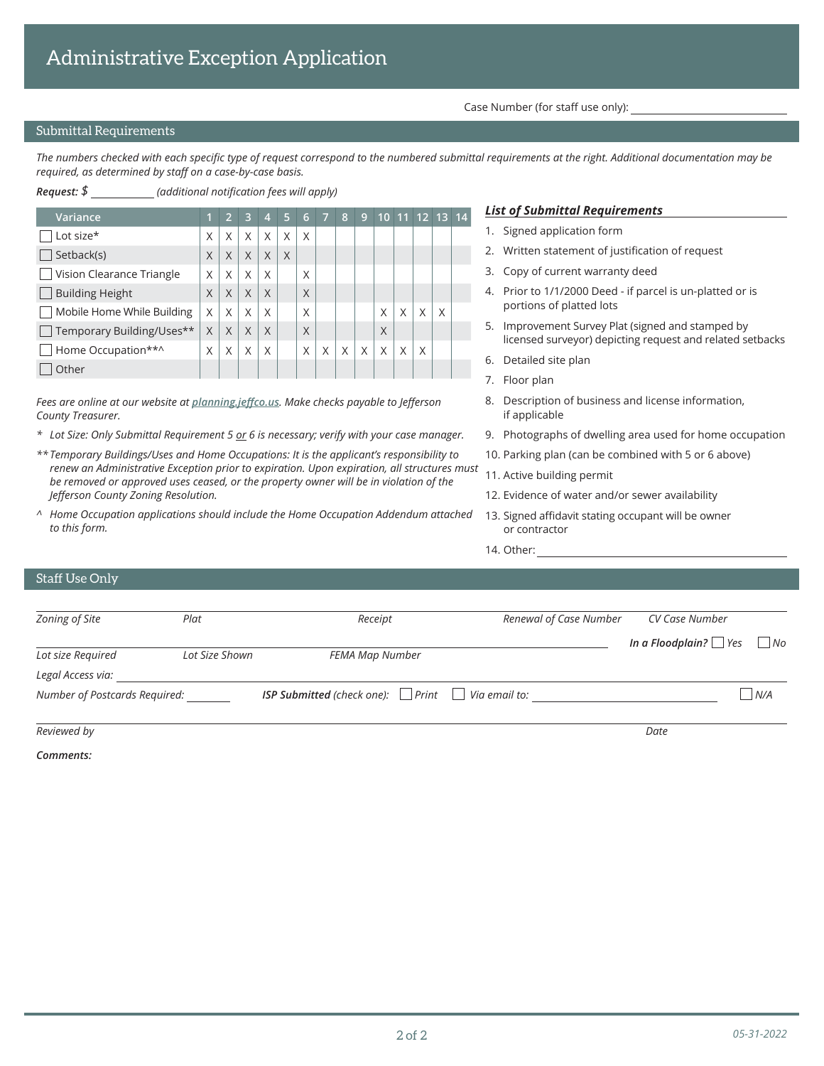# Administrative Exception Application

Case Number (for staff use only): ____________________

## Submittal Requirements

*The numbers checked with each specific type of request correspond to the numbered submittal requirements at the right. Additional documentation may be required, as determined by staff on a case-by-case basis.*

***Request:** $ __________ (additional notification fees will apply)*

| Variance | 1 | 2 | 3 | 4 | 5 | 6 | 7 | 8 | 9 | 10 | 11 | 12 | 13 | 14 |
|---|---|---|---|---|---|---|---|---|---|---|---|---|---|---|
| ☐ Lot size* | X | X | X | X | X | X | | | | | | | | |
| ☐ Setback(s) | X | X | X | X | X | | | | | | | | | |
| ☐ Vision Clearance Triangle | X | X | X | X | | X | | | | | | | | |
| ☐ Building Height | X | X | X | X | | X | | | | | | | | |
| ☐ Mobile Home While Building | X | X | X | X | | X | | | | X | X | X | X | |
| ☐ Temporary Building/Uses** | X | X | X | X | | X | | | | X | | | | |
| ☐ Home Occupation**^ | X | X | X | X | | X | X | X | X | X | X | X | | |
| ☐ Other | | | | | | | | | | | | | | |

*Fees are online at our website at **planning.jeffco.us**. Make checks payable to Jefferson County Treasurer.*

\* *Lot Size: Only Submittal Requirement 5 or 6 is necessary; verify with your case manager.*

\*\* *Temporary Buildings/Uses and Home Occupations: It is the applicant's responsibility to renew an Administrative Exception prior to expiration. Upon expiration, all structures must be removed or approved uses ceased, or the property owner will be in violation of the Jefferson County Zoning Resolution.*

^ *Home Occupation applications should include the Home Occupation Addendum attached to this form.*

### *List of Submittal Requirements*

1. Signed application form
2. Written statement of justification of request
3. Copy of current warranty deed
4. Prior to 1/1/2000 Deed - if parcel is un-platted or is portions of platted lots
5. Improvement Survey Plat (signed and stamped by licensed surveyor) depicting request and related setbacks
6. Detailed site plan
7. Floor plan
8. Description of business and license information, if applicable
9. Photographs of dwelling area used for home occupation
10. Parking plan (can be combined with 5 or 6 above)
11. Active building permit
12. Evidence of water and/or sewer availability
13. Signed affidavit stating occupant will be owner or contractor
14. Other: ____________________

## Staff Use Only

*Zoning of Site* ______ *Plat* ______ *Receipt* ______ *Renewal of Case Number* ______ *CV Case Number* ______

*Lot size Required* ______ *Lot Size Shown* ______ *FEMA Map Number* ______ ***In a Floodplain?*** ☐ *Yes* ☐ *No*

*Legal Access via:* ____________________

*Number of Postcards Required:* ______ ***ISP Submitted** (check one):* ☐ *Print* ☐ *Via email to:* ____________________ ☐ *N/A*

*Reviewed by* ____________________ *Date* ______

***Comments:***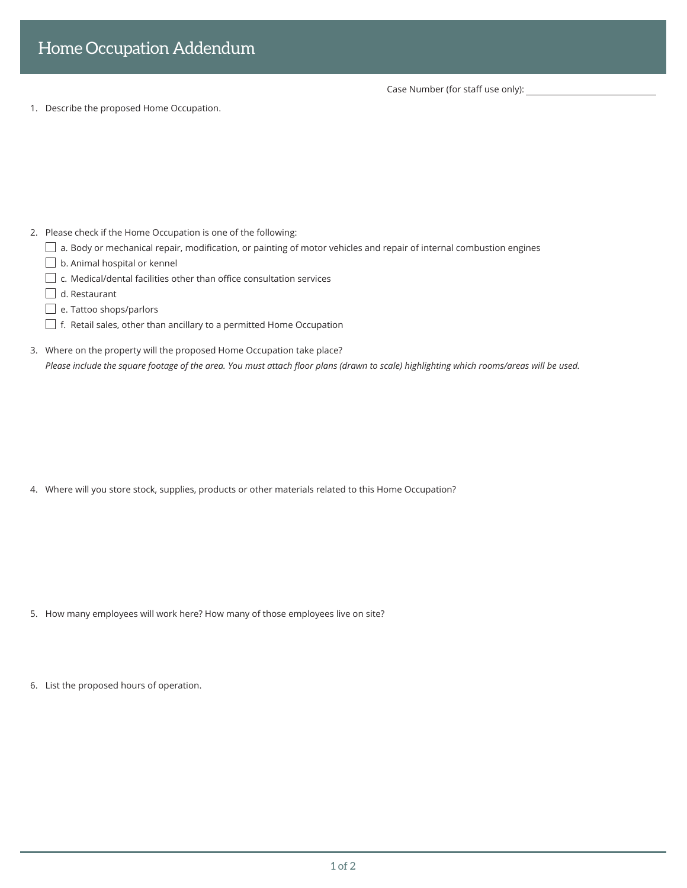# Home Occupation Addendum

Case Number (for staff use only): ____________________

1. Describe the proposed Home Occupation.

2. Please check if the Home Occupation is one of the following:
   - ☐ a. Body or mechanical repair, modification, or painting of motor vehicles and repair of internal combustion engines
   - ☐ b. Animal hospital or kennel
   - ☐ c. Medical/dental facilities other than office consultation services
   - ☐ d. Restaurant
   - ☐ e. Tattoo shops/parlors
   - ☐ f. Retail sales, other than ancillary to a permitted Home Occupation

3. Where on the property will the proposed Home Occupation take place?
   *Please include the square footage of the area. You must attach floor plans (drawn to scale) highlighting which rooms/areas will be used.*

4. Where will you store stock, supplies, products or other materials related to this Home Occupation?

5. How many employees will work here? How many of those employees live on site?

6. List the proposed hours of operation.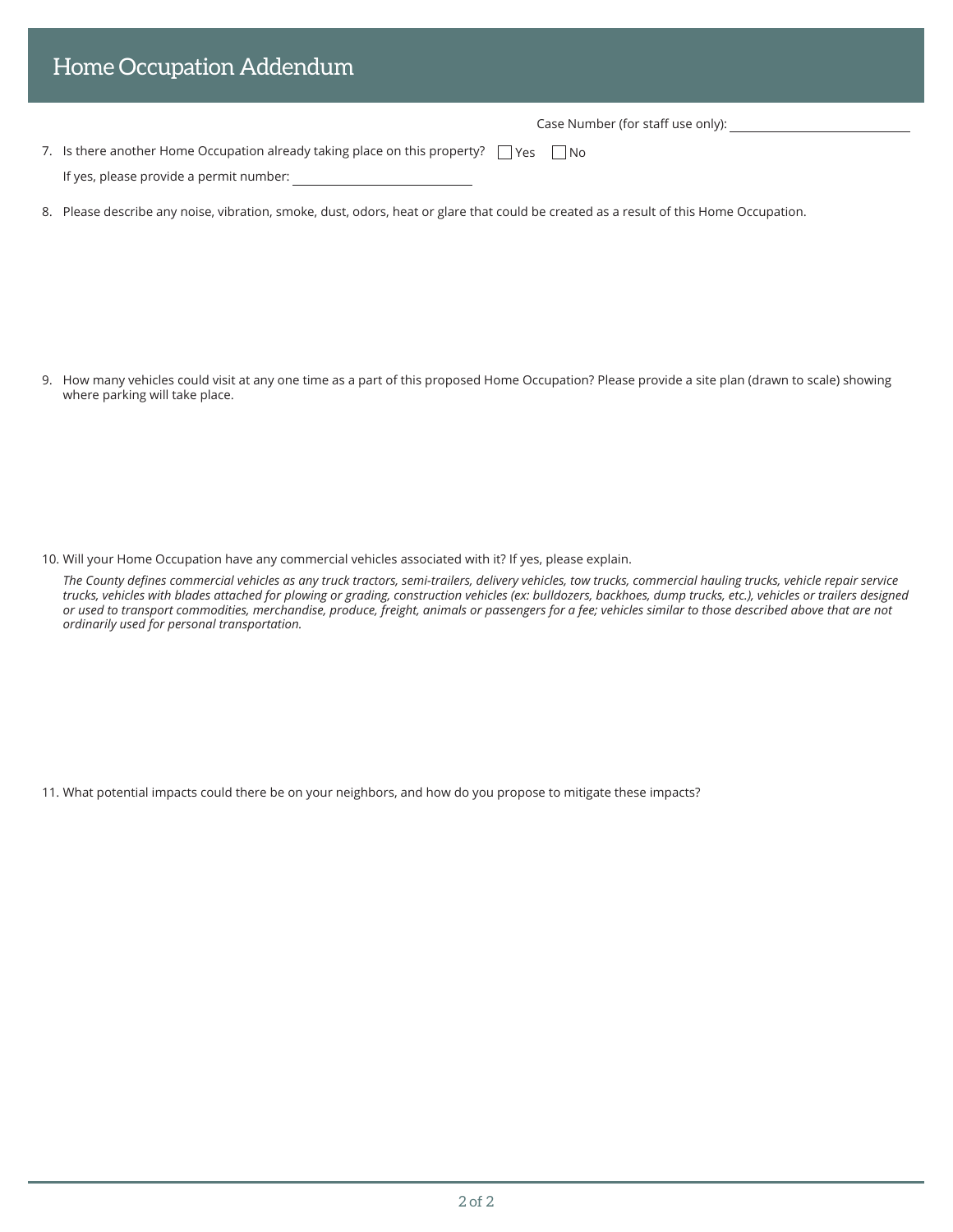# Home Occupation Addendum

Case Number (for staff use only): ____________________

7. Is there another Home Occupation already taking place on this property? ☐ Yes ☐ No

   If yes, please provide a permit number: ____________________

8. Please describe any noise, vibration, smoke, dust, odors, heat or glare that could be created as a result of this Home Occupation.

9. How many vehicles could visit at any one time as a part of this proposed Home Occupation? Please provide a site plan (drawn to scale) showing where parking will take place.

10. Will your Home Occupation have any commercial vehicles associated with it? If yes, please explain.

    *The County defines commercial vehicles as any truck tractors, semi-trailers, delivery vehicles, tow trucks, commercial hauling trucks, vehicle repair service trucks, vehicles with blades attached for plowing or grading, construction vehicles (ex: bulldozers, backhoes, dump trucks, etc.), vehicles or trailers designed or used to transport commodities, merchandise, produce, freight, animals or passengers for a fee; vehicles similar to those described above that are not ordinarily used for personal transportation.*

11. What potential impacts could there be on your neighbors, and how do you propose to mitigate these impacts?